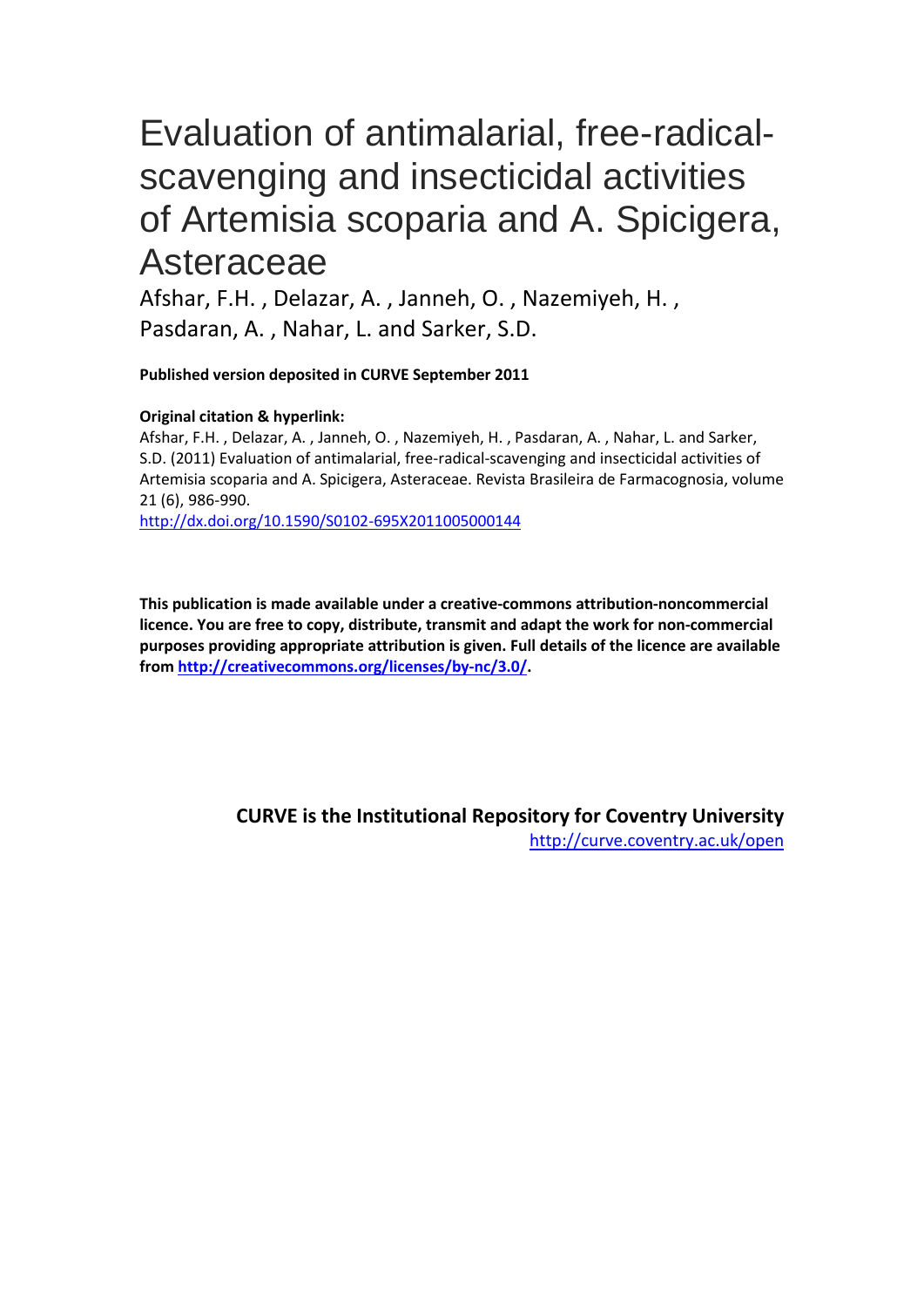# Evaluation of antimalarial, free-radical-scavenging and insecticidal activities of Artemisia scoparia and A. Spicigera, Asteraceae

Afshar, F.H. , Delazar, A. , Janneh, O. , Nazemiyeh, H. , Pasdaran, A. , Nahar, L. and Sarker, S.D.

**Published version deposited in CURVE September 2011**

**Original citation & hyperlink:**

Afshar, F.H. , Delazar, A. , Janneh, O. , Nazemiyeh, H. , Pasdaran, A. , Nahar, L. and Sarker, S.D. (2011) Evaluation of antimalarial, free-radical-scavenging and insecticidal activities of Artemisia scoparia and A. Spicigera, Asteraceae. Revista Brasileira de Farmacognosia, volume 21 (6), 986-990.

http://dx.doi.org/10.1590/S0102-695X2011005000144

**This publication is made available under a creative-commons attribution-noncommercial licence. You are free to copy, distribute, transmit and adapt the work for non-commercial purposes providing appropriate attribution is given. Full details of the licence are available from http://creativecommons.org/licenses/by-nc/3.0/.**

**CURVE is the Institutional Repository for Coventry University**

http://curve.coventry.ac.uk/open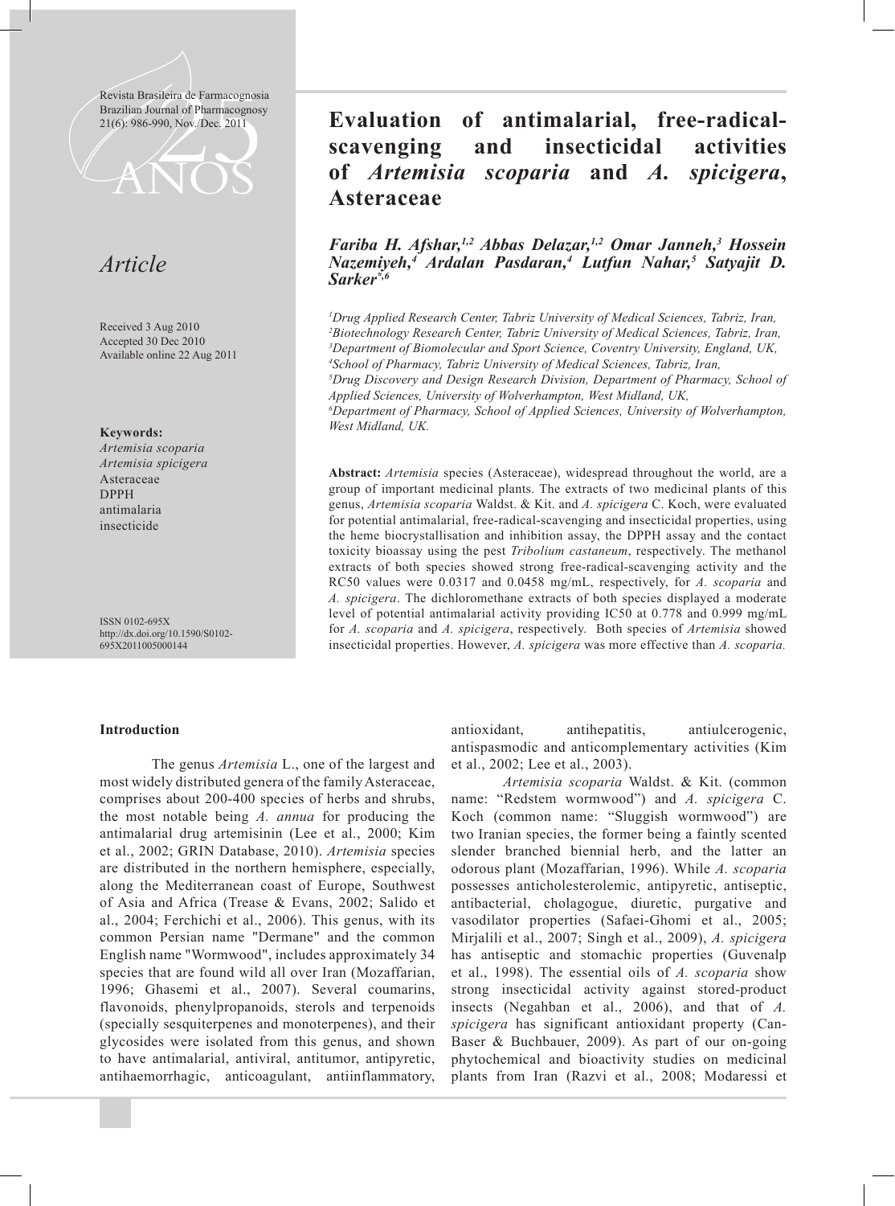# Evaluation of antimalarial, free-radical-scavenging and insecticidal activities of *Artemisia scoparia* and *A. spicigera*, Asteraceae

## Article

***Fariba H. Afshar,[1,2] Abbas Delazar,[1,2] Omar Janneh,[3] Hossein Nazemiyeh,[4] Ardalan Pasdaran,[4] Lutfun Nahar,[5] Satyajit D. Sarker**[*,6]*

[1]*Drug Applied Research Center, Tabriz University of Medical Sciences, Tabriz, Iran,*
[2]*Biotechnology Research Center, Tabriz University of Medical Sciences, Tabriz, Iran,*
[3]*Department of Biomolecular and Sport Science, Coventry University, England, UK,*
[4]*School of Pharmacy, Tabriz University of Medical Sciences, Tabriz, Iran,*
[5]*Drug Discovery and Design Research Division, Department of Pharmacy, School of Applied Sciences, University of Wolverhampton, West Midland, UK,*
[6]*Department of Pharmacy, School of Applied Sciences, University of Wolverhampton, West Midland, UK.*

Received 3 Aug 2010
Accepted 30 Dec 2010
Available online 22 Aug 2011

**Keywords:**
*Artemisia scoparia*
*Artemisia spicigera*
Asteraceae
DPPH
antimalaria
insecticide

ISSN 0102-695X
http://dx.doi.org/10.1590/S0102-695X2011005000144

**Abstract:** *Artemisia* species (Asteraceae), widespread throughout the world, are a group of important medicinal plants. The extracts of two medicinal plants of this genus, *Artemisia scoparia* Waldst. & Kit. and *A. spicigera* C. Koch, were evaluated for potential antimalarial, free-radical-scavenging and insecticidal properties, using the heme biocrystallisation and inhibition assay, the DPPH assay and the contact toxicity bioassay using the pest *Tribolium castaneum*, respectively. The methanol extracts of both species showed strong free-radical-scavenging activity and the RC50 values were 0.0317 and 0.0458 mg/mL, respectively, for *A. scoparia* and *A. spicigera*. The dichloromethane extracts of both species displayed a moderate level of potential antimalarial activity providing IC50 at 0.778 and 0.999 mg/mL for *A. scoparia* and *A. spicigera*, respectively. Both species of *Artemisia* showed insecticidal properties. However, *A. spicigera* was more effective than *A. scoparia.*

### Introduction

The genus *Artemisia* L., one of the largest and most widely distributed genera of the family Asteraceae, comprises about 200-400 species of herbs and shrubs, the most notable being *A. annua* for producing the antimalarial drug artemisinin (Lee et al., 2000; Kim et al., 2002; GRIN Database, 2010). *Artemisia* species are distributed in the northern hemisphere, especially, along the Mediterranean coast of Europe, Southwest of Asia and Africa (Trease & Evans, 2002; Salido et al., 2004; Ferchichi et al., 2006). This genus, with its common Persian name "Dermane" and the common English name "Wormwood", includes approximately 34 species that are found wild all over Iran (Mozaffarian, 1996; Ghasemi et al., 2007). Several coumarins, flavonoids, phenylpropanoids, sterols and terpenoids (specially sesquiterpenes and monoterpenes), and their glycosides were isolated from this genus, and shown to have antimalarial, antiviral, antitumor, antipyretic, antihaemorrhagic, anticoagulant, antiinflammatory, antioxidant, antihepatitis, antiulcerogenic, antispasmodic and anticomplementary activities (Kim et al., 2002; Lee et al., 2003).

*Artemisia scoparia* Waldst. & Kit. (common name: "Redstem wormwood") and *A. spicigera* C. Koch (common name: "Sluggish wormwood") are two Iranian species, the former being a faintly scented slender branched biennial herb, and the latter an odorous plant (Mozaffarian, 1996). While *A. scoparia* possesses anticholesterolemic, antipyretic, antiseptic, antibacterial, cholagogue, diuretic, purgative and vasodilator properties (Safaei-Ghomi et al., 2005; Mirjalili et al., 2007; Singh et al., 2009), *A. spicigera* has antiseptic and stomachic properties (Guvenalp et al., 1998). The essential oils of *A. scoparia* show strong insecticidal activity against stored-product insects (Negahban et al., 2006), and that of *A. spicigera* has significant antioxidant property (Can-Baser & Buchbauer, 2009). As part of our on-going phytochemical and bioactivity studies on medicinal plants from Iran (Razvi et al., 2008; Modaressi et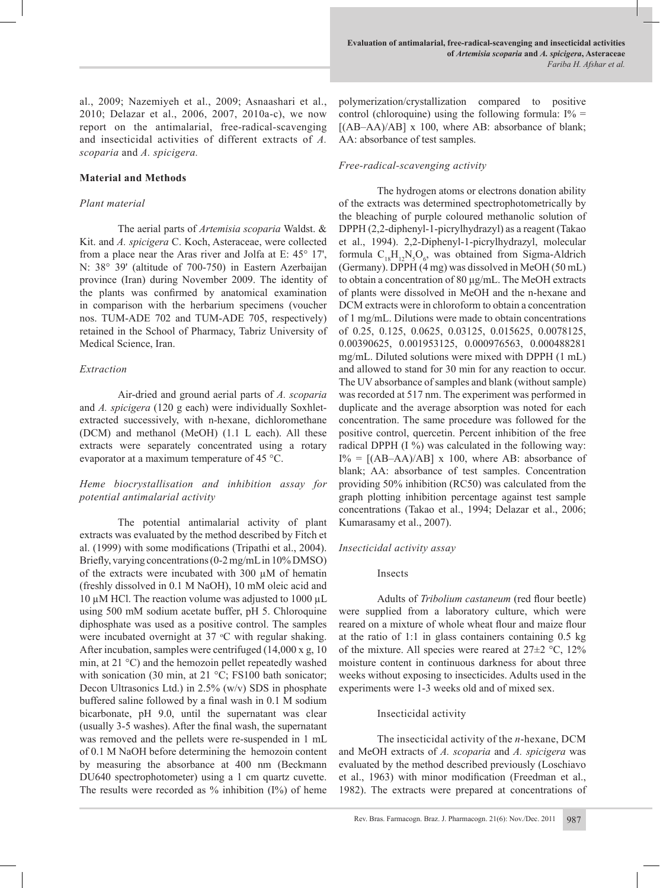al., 2009; Nazemiyeh et al., 2009; Asnaashari et al., 2010; Delazar et al., 2006, 2007, 2010a-c), we now report on the antimalarial, free-radical-scavenging and insecticidal activities of different extracts of *A. scoparia* and *A. spicigera.*

## Material and Methods

### *Plant material*

The aerial parts of *Artemisia scoparia* Waldst. & Kit. and *A. spicigera* C. Koch, Asteraceae, were collected from a place near the Aras river and Jolfa at E: 45° 17', N: 38° 39' (altitude of 700-750) in Eastern Azerbaijan province (Iran) during November 2009. The identity of the plants was confirmed by anatomical examination in comparison with the herbarium specimens (voucher nos. TUM-ADE 702 and TUM-ADE 705, respectively) retained in the School of Pharmacy, Tabriz University of Medical Science, Iran.

### *Extraction*

Air-dried and ground aerial parts of *A. scoparia* and *A. spicigera* (120 g each) were individually Soxhlet-extracted successively, with n-hexane, dichloromethane (DCM) and methanol (MeOH) (1.1 L each). All these extracts were separately concentrated using a rotary evaporator at a maximum temperature of 45 °C.

### *Heme biocrystallisation and inhibition assay for potential antimalarial activity*

The potential antimalarial activity of plant extracts was evaluated by the method described by Fitch et al. (1999) with some modifications (Tripathi et al., 2004). Briefly, varying concentrations (0-2 mg/mL in 10% DMSO) of the extracts were incubated with 300 µM of hematin (freshly dissolved in 0.1 M NaOH), 10 mM oleic acid and 10 µM HCl. The reaction volume was adjusted to 1000 µL using 500 mM sodium acetate buffer, pH 5. Chloroquine diphosphate was used as a positive control. The samples were incubated overnight at 37 °C with regular shaking. After incubation, samples were centrifuged (14,000 x g, 10 min, at 21 °C) and the hemozoin pellet repeatedly washed with sonication (30 min, at 21 °C; FS100 bath sonicator; Decon Ultrasonics Ltd.) in 2.5% (w/v) SDS in phosphate buffered saline followed by a final wash in 0.1 M sodium bicarbonate, pH 9.0, until the supernatant was clear (usually 3-5 washes). After the final wash, the supernatant was removed and the pellets were re-suspended in 1 mL of 0.1 M NaOH before determining the hemozoin content by measuring the absorbance at 400 nm (Beckmann DU640 spectrophotometer) using a 1 cm quartz cuvette. The results were recorded as % inhibition (I%) of heme polymerization/crystallization compared to positive control (chloroquine) using the following formula: I% = [(AB–AA)/AB] x 100, where AB: absorbance of blank; AA: absorbance of test samples.

### *Free-radical-scavenging activity*

The hydrogen atoms or electrons donation ability of the extracts was determined spectrophotometrically by the bleaching of purple coloured methanolic solution of DPPH (2,2-diphenyl-1-picrylhydrazyl) as a reagent (Takao et al., 1994). 2,2-Diphenyl-1-picrylhydrazyl, molecular formula $C_{18}H_{12}N_5O_6$, was obtained from Sigma-Aldrich (Germany). DPPH (4 mg) was dissolved in MeOH (50 mL) to obtain a concentration of 80 µg/mL. The MeOH extracts of plants were dissolved in MeOH and the n-hexane and DCM extracts were in chloroform to obtain a concentration of 1 mg/mL. Dilutions were made to obtain concentrations of 0.25, 0.125, 0.0625, 0.03125, 0.015625, 0.0078125, 0.00390625, 0.001953125, 0.000976563, 0.000488281 mg/mL. Diluted solutions were mixed with DPPH (1 mL) and allowed to stand for 30 min for any reaction to occur. The UV absorbance of samples and blank (without sample) was recorded at 517 nm. The experiment was performed in duplicate and the average absorption was noted for each concentration. The same procedure was followed for the positive control, quercetin. Percent inhibition of the free radical DPPH (I %) was calculated in the following way: I% = [(AB–AA)/AB] x 100, where AB: absorbance of blank; AA: absorbance of test samples. Concentration providing 50% inhibition (RC50) was calculated from the graph plotting inhibition percentage against test sample concentrations (Takao et al., 1994; Delazar et al., 2006; Kumarasamy et al., 2007).

### *Insecticidal activity assay*

#### Insects

Adults of *Tribolium castaneum* (red flour beetle) were supplied from a laboratory culture, which were reared on a mixture of whole wheat flour and maize flour at the ratio of 1:1 in glass containers containing 0.5 kg of the mixture. All species were reared at 27±2 °C, 12% moisture content in continuous darkness for about three weeks without exposing to insecticides. Adults used in the experiments were 1-3 weeks old and of mixed sex.

#### Insecticidal activity

The insecticidal activity of the *n*-hexane, DCM and MeOH extracts of *A. scoparia* and *A. spicigera* was evaluated by the method described previously (Loschiavo et al., 1963) with minor modification (Freedman et al., 1982). The extracts were prepared at concentrations of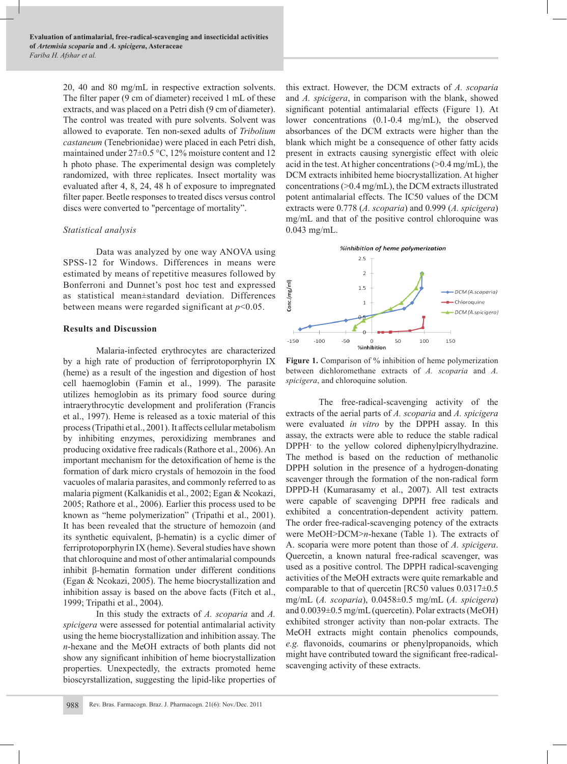20, 40 and 80 mg/mL in respective extraction solvents. The filter paper (9 cm of diameter) received 1 mL of these extracts, and was placed on a Petri dish (9 cm of diameter). The control was treated with pure solvents. Solvent was allowed to evaporate. Ten non-sexed adults of *Tribolium castaneum* (Tenebrionidae) were placed in each Petri dish, maintained under 27±0.5 °C, 12% moisture content and 12 h photo phase. The experimental design was completely randomized, with three replicates. Insect mortality was evaluated after 4, 8, 24, 48 h of exposure to impregnated filter paper. Beetle responses to treated discs versus control discs were converted to "percentage of mortality".

*Statistical analysis*

Data was analyzed by one way ANOVA using SPSS-12 for Windows. Differences in means were estimated by means of repetitive measures followed by Bonferroni and Dunnet's post hoc test and expressed as statistical mean±standard deviation. Differences between means were regarded significant at $p<0.05$.

## Results and Discussion

Malaria-infected erythrocytes are characterized by a high rate of production of ferriprotoporphyrin IX (heme) as a result of the ingestion and digestion of host cell haemoglobin (Famin et al., 1999). The parasite utilizes hemoglobin as its primary food source during intraerythrocytic development and proliferation (Francis et al., 1997). Heme is released as a toxic material of this process (Tripathi et al., 2001). It affects cellular metabolism by inhibiting enzymes, peroxidizing membranes and producing oxidative free radicals (Rathore et al., 2006). An important mechanism for the detoxification of heme is the formation of dark micro crystals of hemozoin in the food vacuoles of malaria parasites, and commonly referred to as malaria pigment (Kalkanidis et al., 2002; Egan & Ncokazi, 2005; Rathore et al., 2006). Earlier this process used to be known as "heme polymerization" (Tripathi et al., 2001). It has been revealed that the structure of hemozoin (and its synthetic equivalent, β-hematin) is a cyclic dimer of ferriprotoporphyrin IX (heme). Several studies have shown that chloroquine and most of other antimalarial compounds inhibit β-hematin formation under different conditions (Egan & Ncokazi, 2005). The heme biocrystallization and inhibition assay is based on the above facts (Fitch et al., 1999; Tripathi et al., 2004).

In this study the extracts of *A. scoparia* and *A. spicigera* were assessed for potential antimalarial activity using the heme biocrystallization and inhibition assay. The *n*-hexane and the MeOH extracts of both plants did not show any significant inhibition of heme biocrystallization properties. Unexpectedly, the extracts promoted heme bioscyrstallization, suggesting the lipid-like properties of this extract. However, the DCM extracts of *A. scoparia* and *A. spicigera*, in comparison with the blank, showed significant potential antimalarial effects (Figure 1). At lower concentrations (0.1-0.4 mg/mL), the observed absorbances of the DCM extracts were higher than the blank which might be a consequence of other fatty acids present in extracts causing synergistic effect with oleic acid in the test. At higher concentrations (>0.4 mg/mL), the DCM extracts inhibited heme biocrystallization. At higher concentrations (>0.4 mg/mL), the DCM extracts illustrated potent antimalarial effects. The IC50 values of the DCM extracts were 0.778 (*A. scoparia*) and 0.999 (*A. spicigera*) mg/mL and that of the positive control chloroquine was 0.043 mg/mL.

**Figure 1.** Comparison of % inhibition of heme polymerization between dichloromethane extracts of *A. scoparia* and *A. spicigera*, and chloroquine solution.

The free-radical-scavenging activity of the extracts of the aerial parts of *A. scoparia* and *A. spicigera* were evaluated *in vitro* by the DPPH assay. In this assay, the extracts were able to reduce the stable radical DPPH· to the yellow colored diphenylpicrylhydrazine. The method is based on the reduction of methanolic DPPH solution in the presence of a hydrogen-donating scavenger through the formation of the non-radical form DPPD-H (Kumarasamy et al., 2007). All test extracts were capable of scavenging DPPH free radicals and exhibited a concentration-dependent activity pattern. The order free-radical-scavenging potency of the extracts were MeOH>DCM>*n*-hexane (Table 1). The extracts of A. scoparia were more potent than those of *A. spicigera*. Quercetin, a known natural free-radical scavenger, was used as a positive control. The DPPH radical-scavenging activities of the MeOH extracts were quite remarkable and comparable to that of quercetin [RC50 values 0.0317±0.5 mg/mL (*A. scoparia*), 0.0458±0.5 mg/mL (*A. spicigera*) and 0.0039±0.5 mg/mL (quercetin). Polar extracts (MeOH) exhibited stronger activity than non-polar extracts. The MeOH extracts might contain phenolics compounds, *e.g.* flavonoids, coumarins or phenylpropanoids, which might have contributed toward the significant free-radical-scavenging activity of these extracts.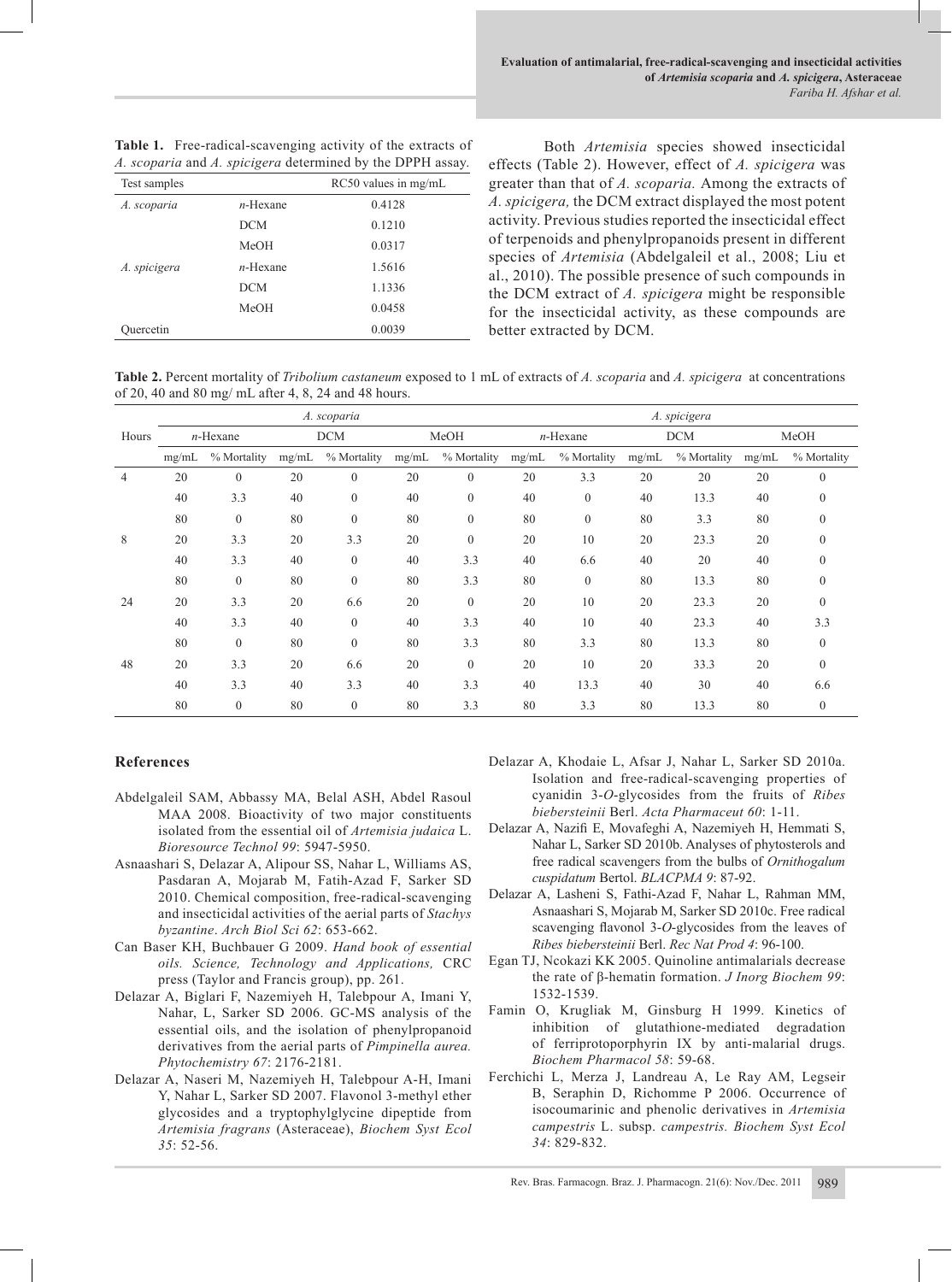**Table 1.** Free-radical-scavenging activity of the extracts of *A. scoparia* and *A. spicigera* determined by the DPPH assay.

| Test samples | | RC50 values in mg/mL |
|---|---|---|
| *A. scoparia* | *n*-Hexane | 0.4128 |
| | DCM | 0.1210 |
| | MeOH | 0.0317 |
| *A. spicigera* | *n*-Hexane | 1.5616 |
| | DCM | 1.1336 |
| | MeOH | 0.0458 |
| Quercetin | | 0.0039 |

Both *Artemisia* species showed insecticidal effects (Table 2). However, effect of *A. spicigera* was greater than that of *A. scoparia.* Among the extracts of *A. spicigera,* the DCM extract displayed the most potent activity. Previous studies reported the insecticidal effect of terpenoids and phenylpropanoids present in different species of *Artemisia* (Abdelgaleil et al., 2008; Liu et al., 2010). The possible presence of such compounds in the DCM extract of *A. spicigera* might be responsible for the insecticidal activity, as these compounds are better extracted by DCM.

**Table 2.** Percent mortality of *Tribolium castaneum* exposed to 1 mL of extracts of *A. scoparia* and *A. spicigera* at concentrations of 20, 40 and 80 mg/ mL after 4, 8, 24 and 48 hours.

| Hours | *A. scoparia* | | | | | | *A. spicigera* | | | | | |
|---|---|---|---|---|---|---|---|---|---|---|---|---|
| | *n*-Hexane | | DCM | | MeOH | | *n*-Hexane | | DCM | | MeOH | |
| | mg/mL | % Mortality | mg/mL | % Mortality | mg/mL | % Mortality | mg/mL | % Mortality | mg/mL | % Mortality | mg/mL | % Mortality |
| 4 | 20 | 0 | 20 | 0 | 20 | 0 | 20 | 3.3 | 20 | 20 | 20 | 0 |
| | 40 | 3.3 | 40 | 0 | 40 | 0 | 40 | 0 | 40 | 13.3 | 40 | 0 |
| | 80 | 0 | 80 | 0 | 80 | 0 | 80 | 0 | 80 | 3.3 | 80 | 0 |
| 8 | 20 | 3.3 | 20 | 3.3 | 20 | 0 | 20 | 10 | 20 | 23.3 | 20 | 0 |
| | 40 | 3.3 | 40 | 0 | 40 | 3.3 | 40 | 6.6 | 40 | 20 | 40 | 0 |
| | 80 | 0 | 80 | 0 | 80 | 3.3 | 80 | 0 | 80 | 13.3 | 80 | 0 |
| 24 | 20 | 3.3 | 20 | 6.6 | 20 | 0 | 20 | 10 | 20 | 23.3 | 20 | 0 |
| | 40 | 3.3 | 40 | 0 | 40 | 3.3 | 40 | 10 | 40 | 23.3 | 40 | 3.3 |
| | 80 | 0 | 80 | 0 | 80 | 3.3 | 80 | 3.3 | 80 | 13.3 | 80 | 0 |
| 48 | 20 | 3.3 | 20 | 6.6 | 20 | 0 | 20 | 10 | 20 | 33.3 | 20 | 0 |
| | 40 | 3.3 | 40 | 3.3 | 40 | 3.3 | 40 | 13.3 | 40 | 30 | 40 | 6.6 |
| | 80 | 0 | 80 | 0 | 80 | 3.3 | 80 | 3.3 | 80 | 13.3 | 80 | 0 |

## References

Abdelgaleil SAM, Abbassy MA, Belal ASH, Abdel Rasoul MAA 2008. Bioactivity of two major constituents isolated from the essential oil of *Artemisia judaica* L. *Bioresource Technol 99*: 5947-5950.

Asnaashari S, Delazar A, Alipour SS, Nahar L, Williams AS, Pasdaran A, Mojarab M, Fatih-Azad F, Sarker SD 2010. Chemical composition, free-radical-scavenging and insecticidal activities of the aerial parts of *Stachys byzantine*. *Arch Biol Sci 62*: 653-662.

Can Baser KH, Buchbauer G 2009. *Hand book of essential oils. Science, Technology and Applications,* CRC press (Taylor and Francis group), pp. 261.

Delazar A, Biglari F, Nazemiyeh H, Talebpour A, Imani Y, Nahar, L, Sarker SD 2006. GC-MS analysis of the essential oils, and the isolation of phenylpropanoid derivatives from the aerial parts of *Pimpinella aurea. Phytochemistry 67*: 2176-2181.

Delazar A, Naseri M, Nazemiyeh H, Talebpour A-H, Imani Y, Nahar L, Sarker SD 2007. Flavonol 3-methyl ether glycosides and a tryptophylglycine dipeptide from *Artemisia fragrans* (Asteraceae), *Biochem Syst Ecol 35*: 52-56.

Delazar A, Khodaie L, Afsar J, Nahar L, Sarker SD 2010a. Isolation and free-radical-scavenging properties of cyanidin 3-*O*-glycosides from the fruits of *Ribes biebersteinii* Berl. *Acta Pharmaceut 60*: 1-11.

Delazar A, Nazifi E, Movafeghi A, Nazemiyeh H, Hemmati S, Nahar L, Sarker SD 2010b. Analyses of phytosterols and free radical scavengers from the bulbs of *Ornithogalum cuspidatum* Bertol. *BLACPMA 9*: 87-92.

Delazar A, Lasheni S, Fathi-Azad F, Nahar L, Rahman MM, Asnaashari S, Mojarab M, Sarker SD 2010c. Free radical scavenging flavonol 3-*O*-glycosides from the leaves of *Ribes biebersteinii* Berl. *Rec Nat Prod 4*: 96-100.

Egan TJ, Ncokazi KK 2005. Quinoline antimalarials decrease the rate of β-hematin formation. *J Inorg Biochem 99*: 1532-1539.

Famin O, Krugliak M, Ginsburg H 1999. Kinetics of inhibition of glutathione-mediated degradation of ferriprotoporphyrin IX by anti-malarial drugs. *Biochem Pharmacol 58*: 59-68.

Ferchichi L, Merza J, Landreau A, Le Ray AM, Legseir B, Seraphin D, Richomme P 2006. Occurrence of isocoumarinic and phenolic derivatives in *Artemisia campestris* L. subsp. *campestris. Biochem Syst Ecol 34*: 829-832.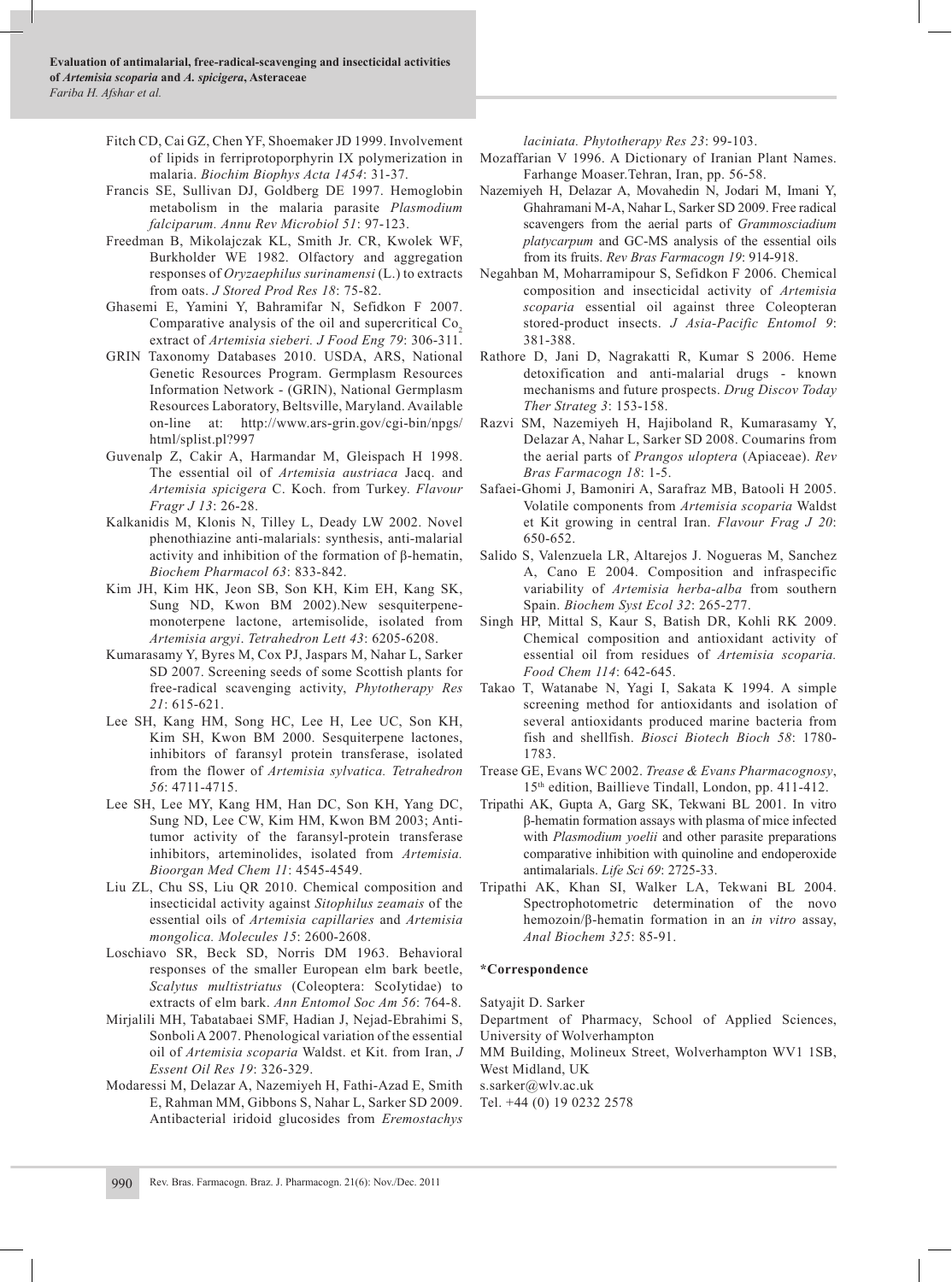Fitch CD, Cai GZ, Chen YF, Shoemaker JD 1999. Involvement of lipids in ferriprotoporphyrin IX polymerization in malaria. *Biochim Biophys Acta 1454*: 31-37.

Francis SE, Sullivan DJ, Goldberg DE 1997. Hemoglobin metabolism in the malaria parasite *Plasmodium falciparum*. *Annu Rev Microbiol 51*: 97-123.

Freedman B, Mikolajczak KL, Smith Jr. CR, Kwolek WF, Burkholder WE 1982. Olfactory and aggregation responses of *Oryzaephilus surinamensi* (L.) to extracts from oats. *J Stored Prod Res 18*: 75-82.

Ghasemi E, Yamini Y, Bahramifar N, Sefidkon F 2007. Comparative analysis of the oil and supercritical $Co_2$ extract of *Artemisia sieberi. J Food Eng 79*: 306-311.

GRIN Taxonomy Databases 2010. USDA, ARS, National Genetic Resources Program. Germplasm Resources Information Network - (GRIN), National Germplasm Resources Laboratory, Beltsville, Maryland. Available on-line at: http://www.ars-grin.gov/cgi-bin/npgs/html/splist.pl?997

Guvenalp Z, Cakir A, Harmandar M, Gleispach H 1998. The essential oil of *Artemisia austriaca* Jacq. and *Artemisia spicigera* C. Koch. from Turkey. *Flavour Fragr J 13*: 26-28.

Kalkanidis M, Klonis N, Tilley L, Deady LW 2002. Novel phenothiazine anti-malarials: synthesis, anti-malarial activity and inhibition of the formation of β-hematin, *Biochem Pharmacol 63*: 833-842.

Kim JH, Kim HK, Jeon SB, Son KH, Kim EH, Kang SK, Sung ND, Kwon BM 2002).New sesquiterpene-monoterpene lactone, artemisolide, isolated from *Artemisia argyi*. *Tetrahedron Lett 43*: 6205-6208.

Kumarasamy Y, Byres M, Cox PJ, Jaspars M, Nahar L, Sarker SD 2007. Screening seeds of some Scottish plants for free-radical scavenging activity, *Phytotherapy Res 21*: 615-621.

Lee SH, Kang HM, Song HC, Lee H, Lee UC, Son KH, Kim SH, Kwon BM 2000. Sesquiterpene lactones, inhibitors of faransyl protein transferase, isolated from the flower of *Artemisia sylvatica. Tetrahedron 56*: 4711-4715.

Lee SH, Lee MY, Kang HM, Han DC, Son KH, Yang DC, Sung ND, Lee CW, Kim HM, Kwon BM 2003; Anti-tumor activity of the faransyl-protein transferase inhibitors, arteminolides, isolated from *Artemisia. Bioorgan Med Chem 11*: 4545-4549.

Liu ZL, Chu SS, Liu QR 2010. Chemical composition and insecticidal activity against *Sitophilus zeamais* of the essential oils of *Artemisia capillaries* and *Artemisia mongolica. Molecules 15*: 2600-2608.

Loschiavo SR, Beck SD, Norris DM 1963. Behavioral responses of the smaller European elm bark beetle, *Scalytus multistriatus* (Coleoptera: ScoIytidae) to extracts of elm bark. *Ann Entomol Soc Am 56*: 764-8.

Mirjalili MH, Tabatabaei SMF, Hadian J, Nejad-Ebrahimi S, Sonboli A 2007. Phenological variation of the essential oil of *Artemisia scoparia* Waldst. et Kit. from Iran, *J Essent Oil Res 19*: 326-329.

Modaressi M, Delazar A, Nazemiyeh H, Fathi-Azad E, Smith E, Rahman MM, Gibbons S, Nahar L, Sarker SD 2009. Antibacterial iridoid glucosides from *Eremostachys laciniata. Phytotherapy Res 23*: 99-103.

Mozaffarian V 1996. A Dictionary of Iranian Plant Names. Farhange Moaser.Tehran, Iran, pp. 56-58.

Nazemiyeh H, Delazar A, Movahedin N, Jodari M, Imani Y, Ghahramani M-A, Nahar L, Sarker SD 2009. Free radical scavengers from the aerial parts of *Grammosciadium platycarpum* and GC-MS analysis of the essential oils from its fruits. *Rev Bras Farmacogn 19*: 914-918.

Negahban M, Moharramipour S, Sefidkon F 2006. Chemical composition and insecticidal activity of *Artemisia scoparia* essential oil against three Coleopteran stored-product insects. *J Asia-Pacific Entomol 9*: 381-388.

Rathore D, Jani D, Nagrakatti R, Kumar S 2006. Heme detoxification and anti-malarial drugs - known mechanisms and future prospects. *Drug Discov Today Ther Strateg 3*: 153-158.

Razvi SM, Nazemiyeh H, Hajiboland R, Kumarasamy Y, Delazar A, Nahar L, Sarker SD 2008. Coumarins from the aerial parts of *Prangos uloptera* (Apiaceae). *Rev Bras Farmacogn 18*: 1-5.

Safaei-Ghomi J, Bamoniri A, Sarafraz MB, Batooli H 2005. Volatile components from *Artemisia scoparia* Waldst et Kit growing in central Iran. *Flavour Frag J 20*: 650-652.

Salido S, Valenzuela LR, Altarejos J. Nogueras M, Sanchez A, Cano E 2004. Composition and infraspecific variability of *Artemisia herba-alba* from southern Spain. *Biochem Syst Ecol 32*: 265-277.

Singh HP, Mittal S, Kaur S, Batish DR, Kohli RK 2009. Chemical composition and antioxidant activity of essential oil from residues of *Artemisia scoparia. Food Chem 114*: 642-645.

Takao T, Watanabe N, Yagi I, Sakata K 1994. A simple screening method for antioxidants and isolation of several antioxidants produced marine bacteria from fish and shellfish. *Biosci Biotech Bioch 58*: 1780-1783.

Trease GE, Evans WC 2002. *Trease & Evans Pharmacognosy*, 15th edition, Baillieve Tindall, London, pp. 411-412.

Tripathi AK, Gupta A, Garg SK, Tekwani BL 2001. In vitro β-hematin formation assays with plasma of mice infected with *Plasmodium yoelii* and other parasite preparations comparative inhibition with quinoline and endoperoxide antimalarials. *Life Sci 69*: 2725-33.

Tripathi AK, Khan SI, Walker LA, Tekwani BL 2004. Spectrophotometric determination of the novo hemozoin/β-hematin formation in an *in vitro* assay, *Anal Biochem 325*: 85-91.

**\*Correspondence**

Satyajit D. Sarker

Department of Pharmacy, School of Applied Sciences, University of Wolverhampton

MM Building, Molineux Street, Wolverhampton WV1 1SB, West Midland, UK

s.sarker@wlv.ac.uk

Tel. +44 (0) 19 0232 2578